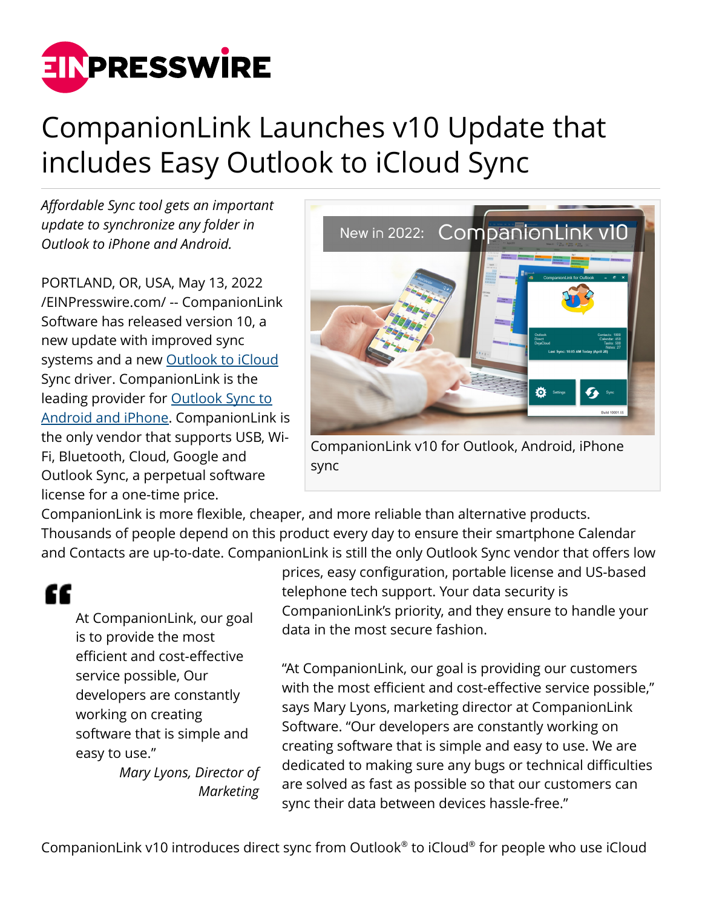# CompanionLink Launches v10 Update that includes Easy Outlook to iCloud Sync

*Affordable Sync tool gets an important update to synchronize any folder in Outlook to iPhone and Android.*

CompanionLink v10 for Outlook, Android, iPhone sync

PORTLAND, OR, USA, May 13, 2022 /EINPresswire.com/ -- CompanionLink Software has released version 10, a new update with improved sync systems and a new Outlook to iCloud Sync driver. CompanionLink is the leading provider for Outlook Sync to Android and iPhone. CompanionLink is the only vendor that supports USB, Wi-Fi, Bluetooth, Cloud, Google and Outlook Sync, a perpetual software license for a one-time price. CompanionLink is more flexible, cheaper, and more reliable than alternative products. Thousands of people depend on this product every day to ensure their smartphone Calendar and Contacts are up-to-date. CompanionLink is still the only Outlook Sync vendor that offers low prices, easy configuration, portable license and US-based telephone tech support. Your data security is CompanionLink's priority, and they ensure to handle your data in the most secure fashion.

> At CompanionLink, our goal is to provide the most efficient and cost-effective service possible, Our developers are constantly working on creating software that is simple and easy to use."
>
> *Mary Lyons, Director of Marketing*

"At CompanionLink, our goal is providing our customers with the most efficient and cost-effective service possible," says Mary Lyons, marketing director at CompanionLink Software. "Our developers are constantly working on creating software that is simple and easy to use. We are dedicated to making sure any bugs or technical difficulties are solved as fast as possible so that our customers can sync their data between devices hassle-free."

CompanionLink v10 introduces direct sync from Outlook® to iCloud® for people who use iCloud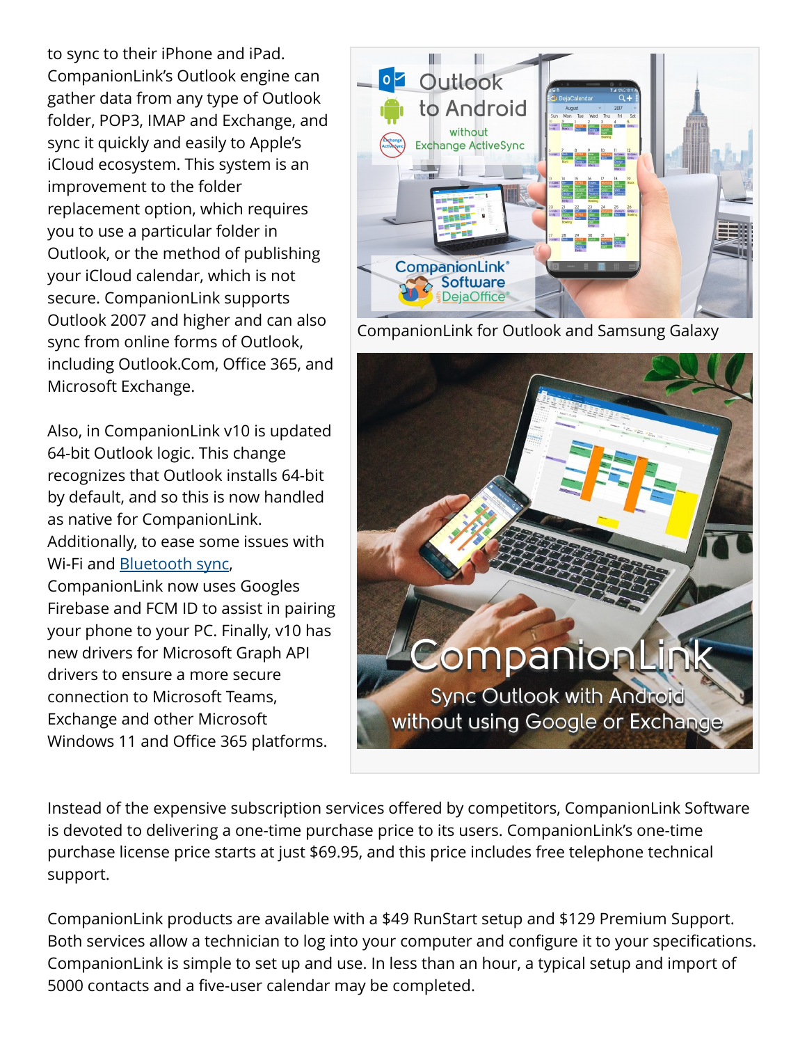to sync to their iPhone and iPad. CompanionLink's Outlook engine can gather data from any type of Outlook folder, POP3, IMAP and Exchange, and sync it quickly and easily to Apple's iCloud ecosystem. This system is an improvement to the folder replacement option, which requires you to use a particular folder in Outlook, or the method of publishing your iCloud calendar, which is not secure. CompanionLink supports Outlook 2007 and higher and can also sync from online forms of Outlook, including Outlook.Com, Office 365, and Microsoft Exchange.

Also, in CompanionLink v10 is updated 64-bit Outlook logic. This change recognizes that Outlook installs 64-bit by default, and so this is now handled as native for CompanionLink. Additionally, to ease some issues with Wi-Fi and Bluetooth sync, CompanionLink now uses Googles Firebase and FCM ID to assist in pairing your phone to your PC. Finally, v10 has new drivers for Microsoft Graph API drivers to ensure a more secure connection to Microsoft Teams, Exchange and other Microsoft Windows 11 and Office 365 platforms.

CompanionLink for Outlook and Samsung Galaxy

Instead of the expensive subscription services offered by competitors, CompanionLink Software is devoted to delivering a one-time purchase price to its users. CompanionLink's one-time purchase license price starts at just $69.95, and this price includes free telephone technical support.

CompanionLink products are available with a $49 RunStart setup and $129 Premium Support. Both services allow a technician to log into your computer and configure it to your specifications. CompanionLink is simple to set up and use. In less than an hour, a typical setup and import of 5000 contacts and a five-user calendar may be completed.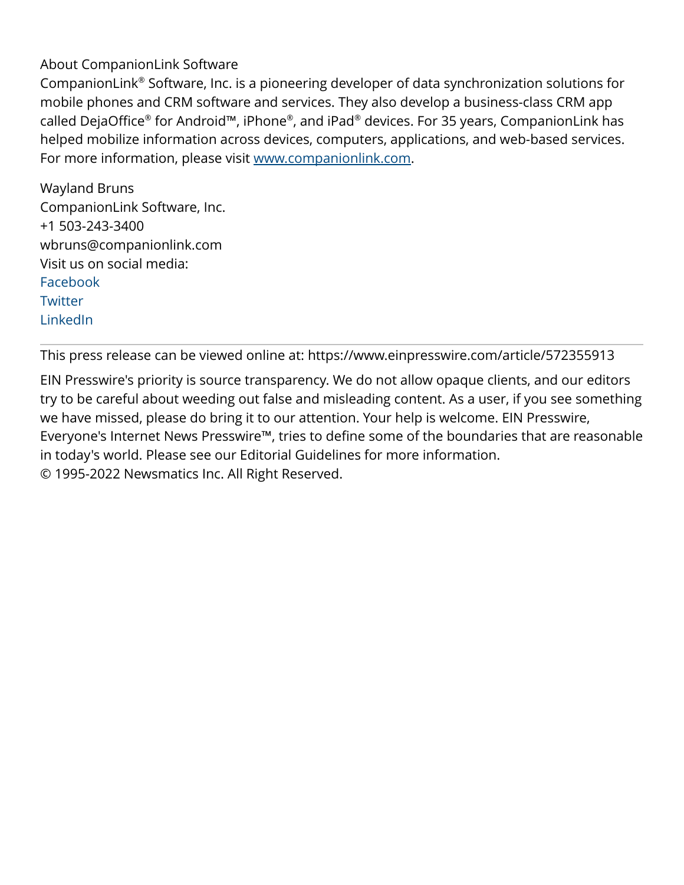About CompanionLink Software
CompanionLink® Software, Inc. is a pioneering developer of data synchronization solutions for mobile phones and CRM software and services. They also develop a business-class CRM app called DejaOffice® for Android™, iPhone®, and iPad® devices. For 35 years, CompanionLink has helped mobilize information across devices, computers, applications, and web-based services. For more information, please visit [www.companionlink.com](http://www.companionlink.com).

Wayland Bruns
CompanionLink Software, Inc.
+1 503-243-3400
wbruns@companionlink.com
Visit us on social media:
Facebook
Twitter
LinkedIn

---

This press release can be viewed online at: https://www.einpresswire.com/article/572355913

EIN Presswire's priority is source transparency. We do not allow opaque clients, and our editors try to be careful about weeding out false and misleading content. As a user, if you see something we have missed, please do bring it to our attention. Your help is welcome. EIN Presswire, Everyone's Internet News Presswire™, tries to define some of the boundaries that are reasonable in today's world. Please see our Editorial Guidelines for more information.
© 1995-2022 Newsmatics Inc. All Right Reserved.